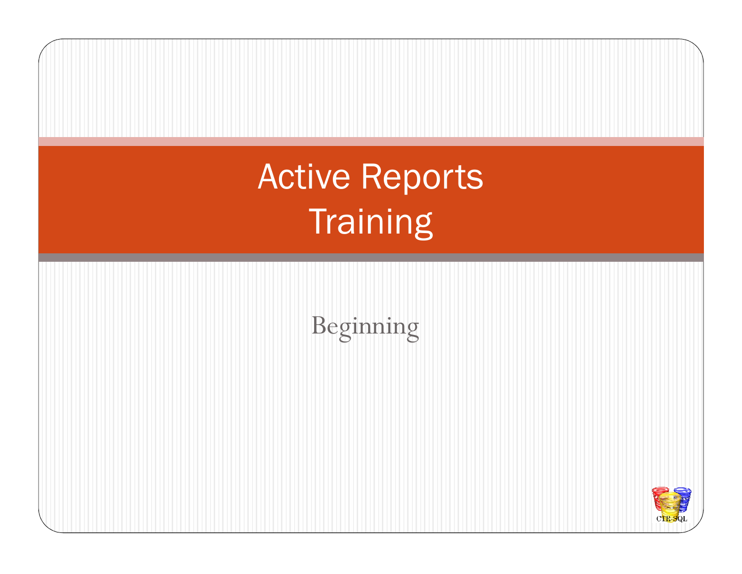# Active Reports Training

Beginning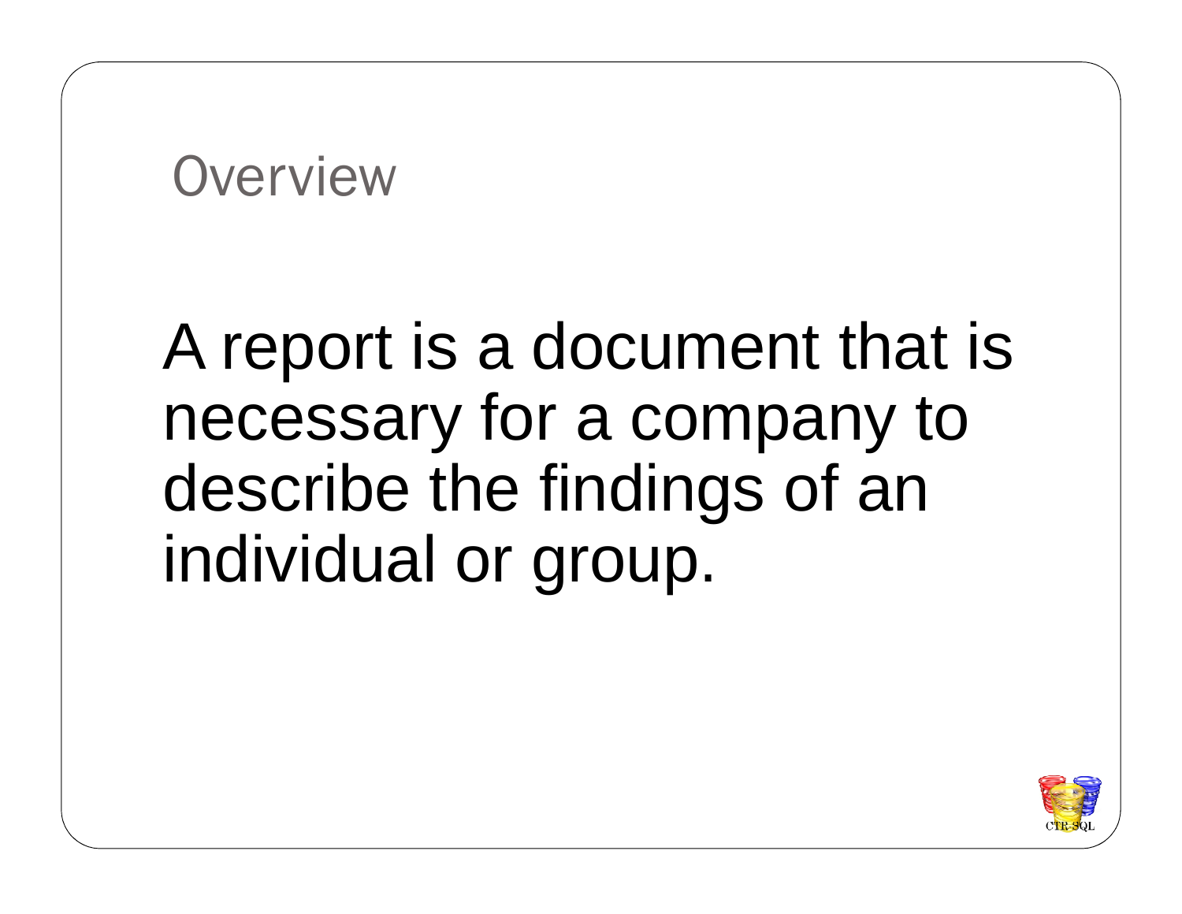# Overview

A report is a document that is necessary for a company to describe the findings of an individual or group.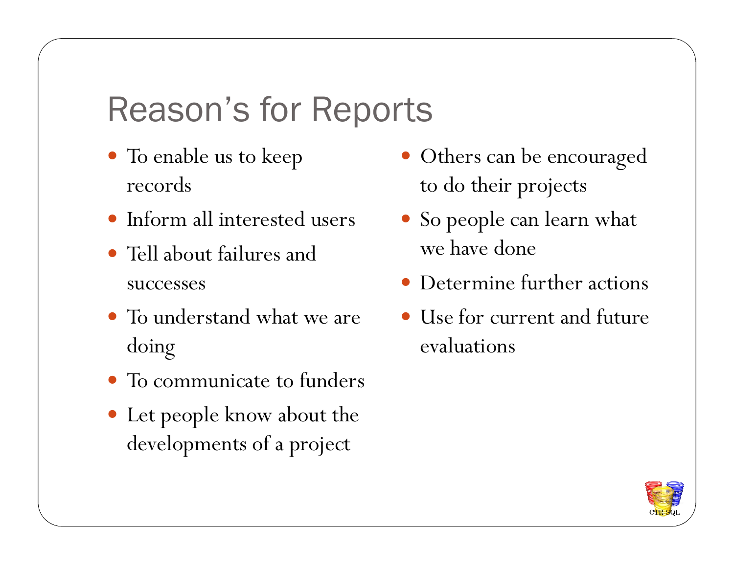# Reason’s for Reports

- To enable us to keep records
- Inform all interested users
- Tell about failures and successes
- To understand what we are doing
- To communicate to funders
- Let people know about the developments of a project
- Others can be encouraged to do their projects
- So people can learn what we have done
- Determine further actions
- Use for current and future evaluations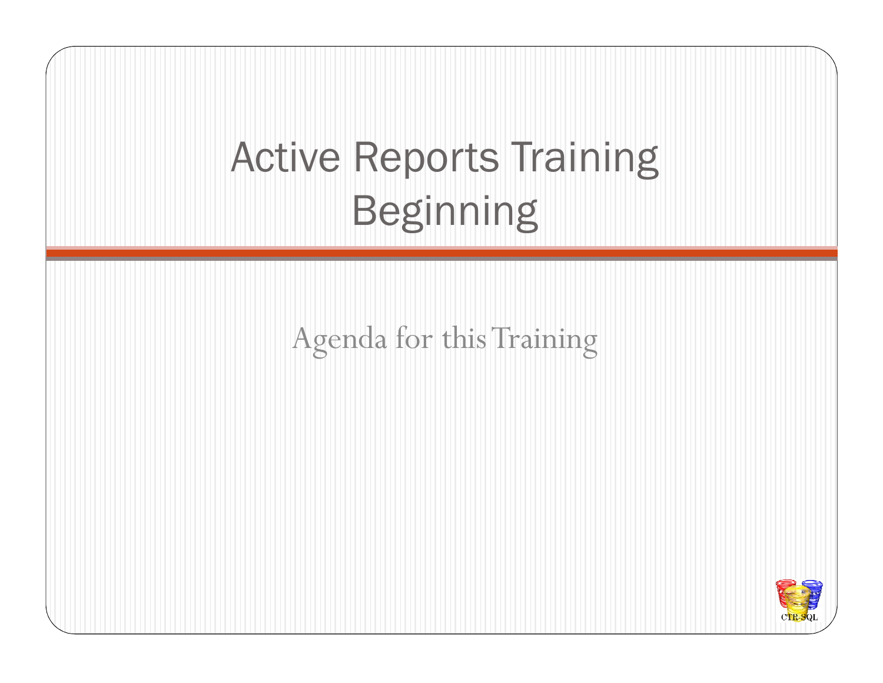# Active Reports Training Beginning

Agenda for this Training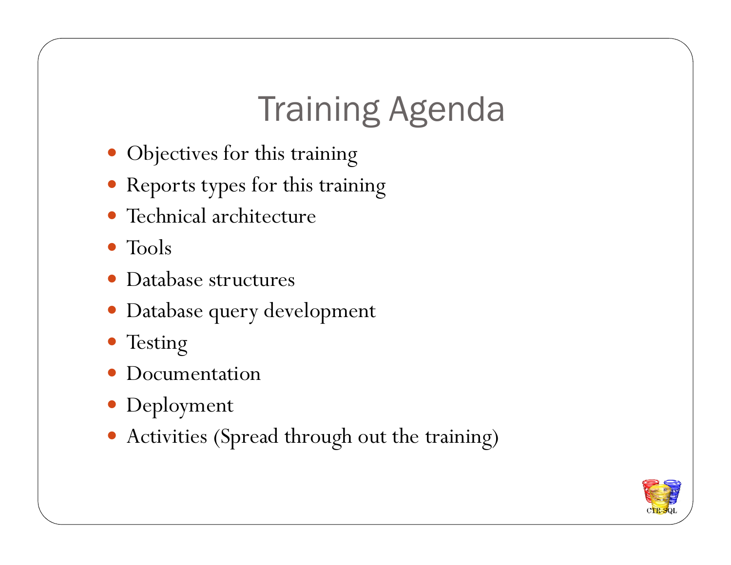# Training Agenda

- Objectives for this training
- Reports types for this training
- Technical architecture
- Tools
- Database structures
- Database query development
- Testing
- Documentation
- Deployment
- Activities (Spread through out the training)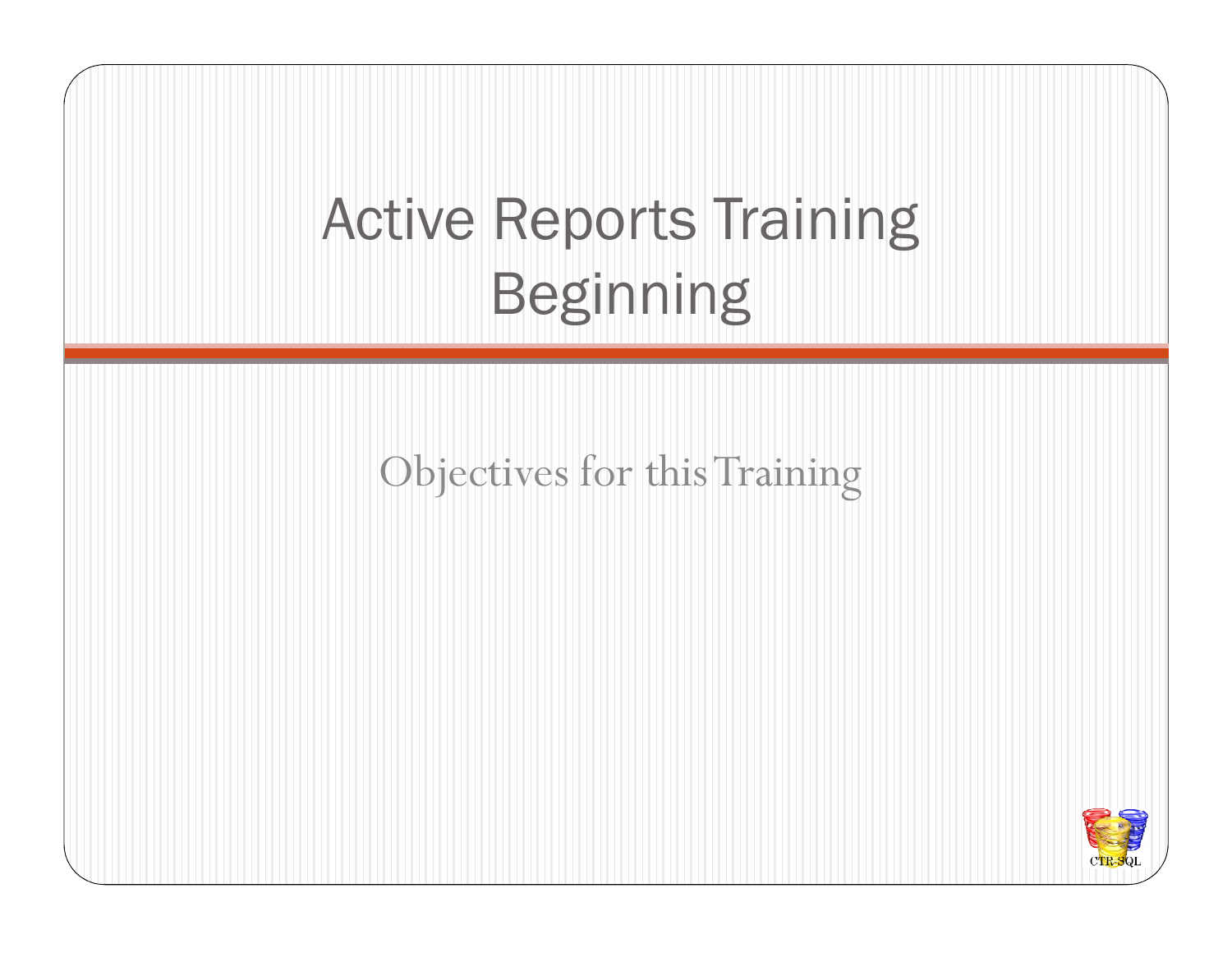# Active Reports Training
# Beginning

Objectives for this Training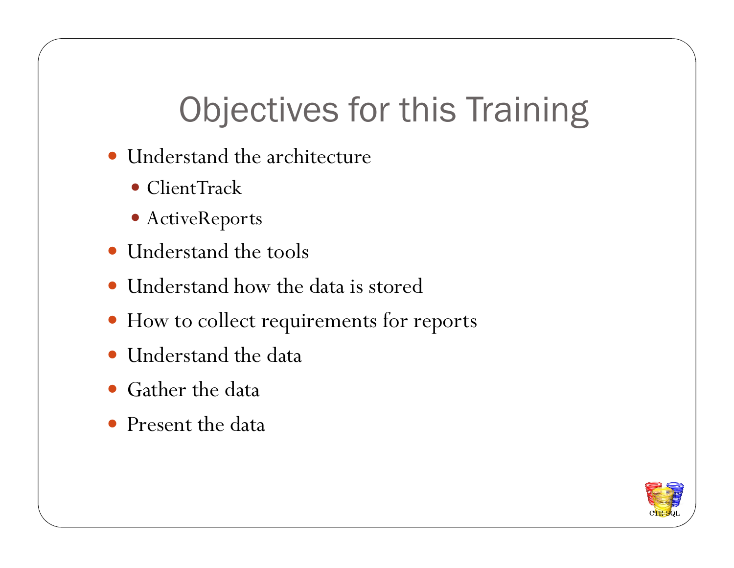# Objectives for this Training

- Understand the architecture
  - ClientTrack
  - ActiveReports
- Understand the tools
- Understand how the data is stored
- How to collect requirements for reports
- Understand the data
- Gather the data
- Present the data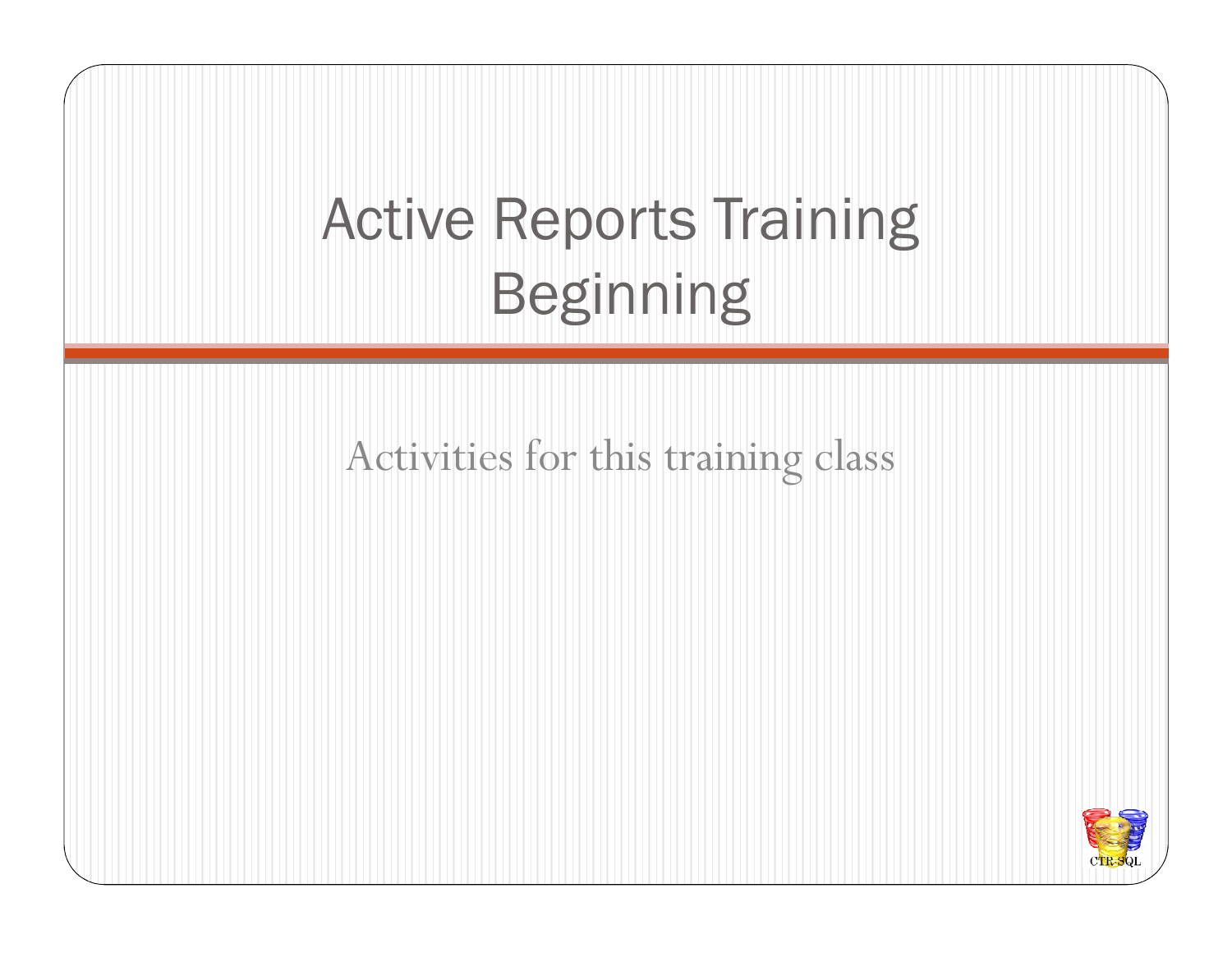# Active Reports Training Beginning

Activities for this training class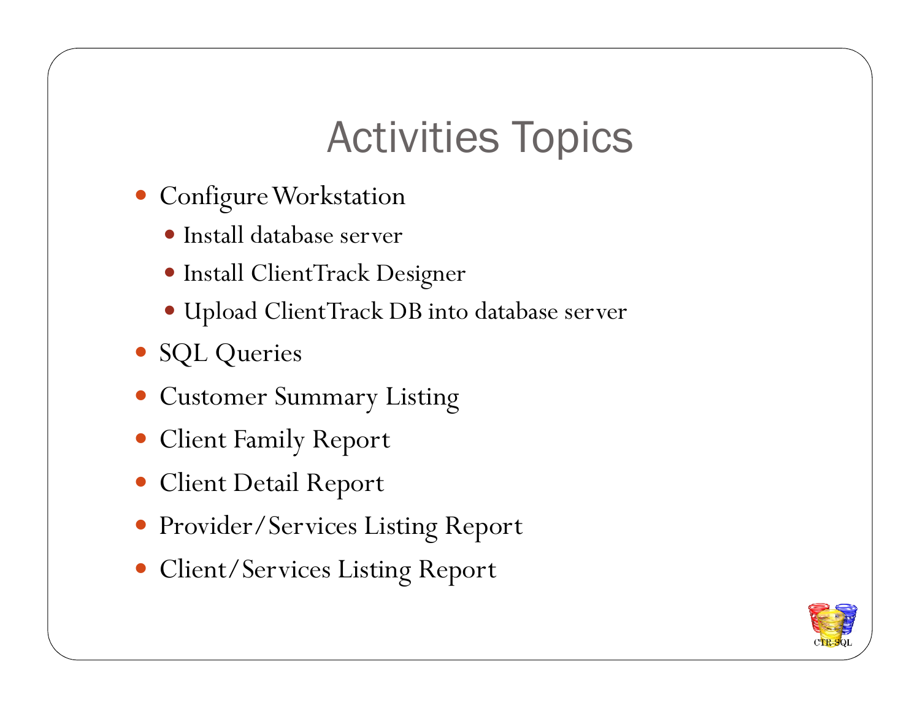# Activities Topics

- Configure Workstation
  - Install database server
  - Install ClientTrack Designer
  - Upload ClientTrack DB into database server
- SQL Queries
- Customer Summary Listing
- Client Family Report
- Client Detail Report
- Provider/Services Listing Report
- Client/Services Listing Report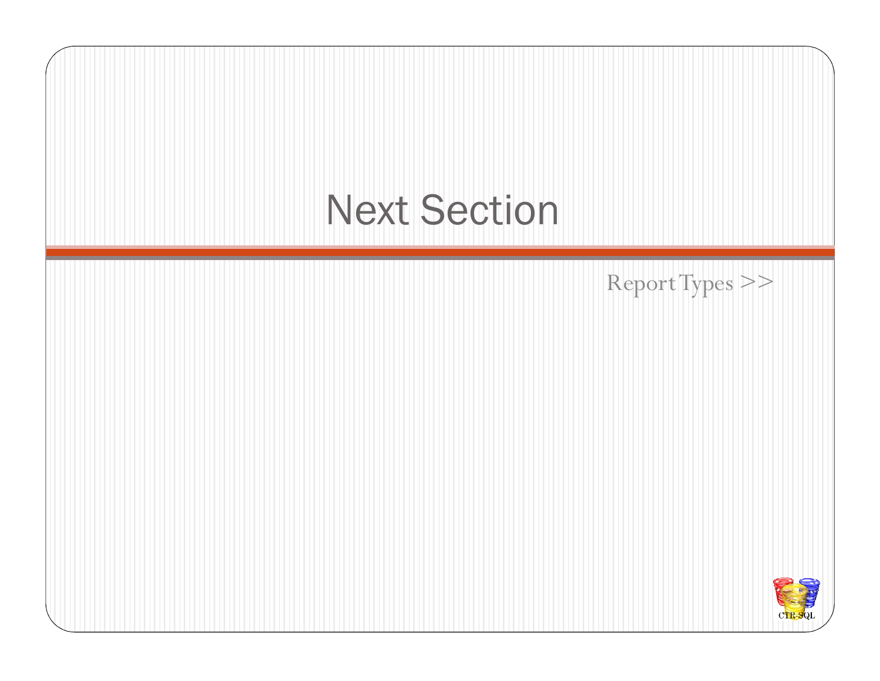# Next Section

Report Types >>